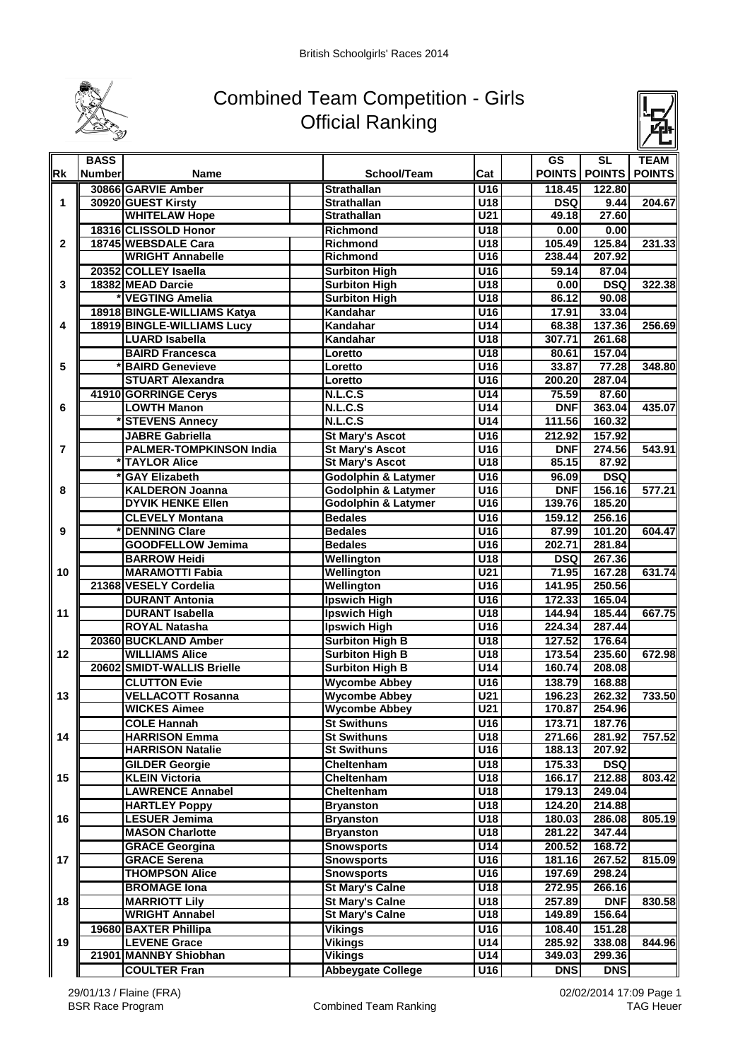# Combined Team Competition - Girls
## Official Ranking

| Rk | BASS Number | Name | School/Team | Cat | GS POINTS | SL POINTS | TEAM POINTS |
|---|---|---|---|---|---|---|---|
| | 30866 | GARVIE Amber | Strathallan | U16 | 118.45 | 122.80 | |
| 1 | 30920 | GUEST Kirsty | Strathallan | U18 | DSQ | 9.44 | 204.67 |
| | | WHITELAW Hope | Strathallan | U21 | 49.18 | 27.60 | |
| | 18316 | CLISSOLD Honor | Richmond | U18 | 0.00 | 0.00 | |
| 2 | 18745 | WEBSDALE Cara | Richmond | U18 | 105.49 | 125.84 | 231.33 |
| | | WRIGHT Annabelle | Richmond | U16 | 238.44 | 207.92 | |
| | 20352 | COLLEY Isaella | Surbiton High | U16 | 59.14 | 87.04 | |
| 3 | 18382 | MEAD Darcie | Surbiton High | U18 | 0.00 | DSQ | 322.38 |
| | * | VEGTING Amelia | Surbiton High | U18 | 86.12 | 90.08 | |
| | 18918 | BINGLE-WILLIAMS Katya | Kandahar | U16 | 17.91 | 33.04 | |
| 4 | 18919 | BINGLE-WILLIAMS Lucy | Kandahar | U14 | 68.38 | 137.36 | 256.69 |
| | | LUARD Isabella | Kandahar | U18 | 307.71 | 261.68 | |
| | | BAIRD Francesca | Loretto | U18 | 80.61 | 157.04 | |
| 5 | * | BAIRD Genevieve | Loretto | U16 | 33.87 | 77.28 | 348.80 |
| | | STUART Alexandra | Loretto | U16 | 200.20 | 287.04 | |
| | 41910 | GORRINGE Cerys | N.L.C.S | U14 | 75.59 | 87.60 | |
| 6 | | LOWTH Manon | N.L.C.S | U14 | DNF | 363.04 | 435.07 |
| | * | STEVENS Annecy | N.L.C.S | U14 | 111.56 | 160.32 | |
| | | JABRE Gabriella | St Mary's Ascot | U16 | 212.92 | 157.92 | |
| 7 | | PALMER-TOMPKINSON India | St Mary's Ascot | U16 | DNF | 274.56 | 543.91 |
| | * | TAYLOR Alice | St Mary's Ascot | U18 | 85.15 | 87.92 | |
| | * | GAY Elizabeth | Godolphin & Latymer | U16 | 96.09 | DSQ | |
| 8 | | KALDERON Joanna | Godolphin & Latymer | U16 | DNF | 156.16 | 577.21 |
| | | DYVIK HENKE Ellen | Godolphin & Latymer | U16 | 139.76 | 185.20 | |
| | | CLEVELY Montana | Bedales | U16 | 159.12 | 256.16 | |
| 9 | * | DENNING Clare | Bedales | U16 | 87.99 | 101.20 | 604.47 |
| | | GOODFELLOW Jemima | Bedales | U16 | 202.71 | 281.84 | |
| | | BARROW Heidi | Wellington | U18 | DSQ | 267.36 | |
| 10 | | MARAMOTTI Fabia | Wellington | U21 | 71.95 | 167.28 | 631.74 |
| | 21368 | VESELY Cordelia | Wellington | U16 | 141.95 | 250.56 | |
| | | DURANT Antonia | Ipswich High | U16 | 172.33 | 165.04 | |
| 11 | | DURANT Isabella | Ipswich High | U18 | 144.94 | 185.44 | 667.75 |
| | | ROYAL Natasha | Ipswich High | U16 | 224.34 | 287.44 | |
| | 20360 | BUCKLAND Amber | Surbiton High B | U18 | 127.52 | 176.64 | |
| 12 | | WILLIAMS Alice | Surbiton High B | U18 | 173.54 | 235.60 | 672.98 |
| | 20602 | SMIDT-WALLIS Brielle | Surbiton High B | U14 | 160.74 | 208.08 | |
| | | CLUTTON Evie | Wycombe Abbey | U16 | 138.79 | 168.88 | |
| 13 | | VELLACOTT Rosanna | Wycombe Abbey | U21 | 196.23 | 262.32 | 733.50 |
| | | WICKES Aimee | Wycombe Abbey | U21 | 170.87 | 254.96 | |
| | | COLE Hannah | St Swithuns | U16 | 173.71 | 187.76 | |
| 14 | | HARRISON Emma | St Swithuns | U18 | 271.66 | 281.92 | 757.52 |
| | | HARRISON Natalie | St Swithuns | U16 | 188.13 | 207.92 | |
| | | GILDER Georgie | Cheltenham | U18 | 175.33 | DSQ | |
| 15 | | KLEIN Victoria | Cheltenham | U18 | 166.17 | 212.88 | 803.42 |
| | | LAWRENCE Annabel | Cheltenham | U18 | 179.13 | 249.04 | |
| | | HARTLEY Poppy | Bryanston | U18 | 124.20 | 214.88 | |
| 16 | | LESUER Jemima | Bryanston | U18 | 180.03 | 286.08 | 805.19 |
| | | MASON Charlotte | Bryanston | U18 | 281.22 | 347.44 | |
| | | GRACE Georgina | Snowsports | U14 | 200.52 | 168.72 | |
| 17 | | GRACE Serena | Snowsports | U16 | 181.16 | 267.52 | 815.09 |
| | | THOMPSON Alice | Snowsports | U16 | 197.69 | 298.24 | |
| | | BROMAGE Iona | St Mary's Calne | U18 | 272.95 | 266.16 | |
| 18 | | MARRIOTT Lily | St Mary's Calne | U18 | 257.89 | DNF | 830.58 |
| | | WRIGHT Annabel | St Mary's Calne | U18 | 149.89 | 156.64 | |
| | 19680 | BAXTER Phillipa | Vikings | U16 | 108.40 | 151.28 | |
| 19 | | LEVENE Grace | Vikings | U14 | 285.92 | 338.08 | 844.96 |
| | 21901 | MANNBY Shiobhan | Vikings | U14 | 349.03 | 299.36 | |
| | | COULTER Fran | Abbeygate College | U16 | DNS | DNS | |

29/01/13 / Flaine (FRA)
BSR Race Program

Combined Team Ranking

02/02/2014 17:09
TAG Heuer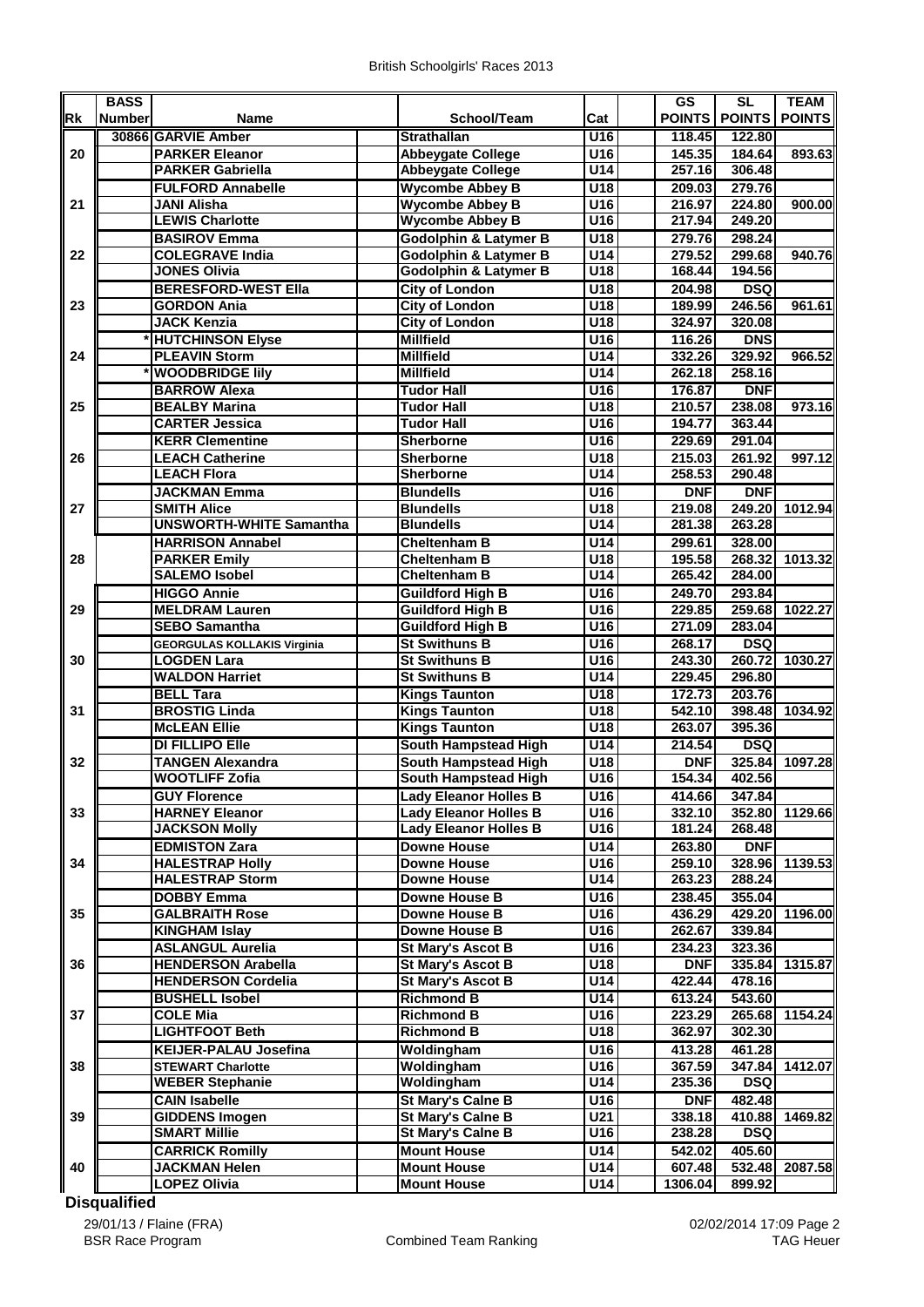British Schoolgirls' Races 2013

| Rk | BASS Number | Name | School/Team | Cat | GS POINTS | SL POINTS | TEAM POINTS |
|---|---|---|---|---|---|---|---|
| | 30866 | GARVIE Amber | Strathallan | U16 | 118.45 | 122.80 | |
| 20 | | PARKER Eleanor | Abbeygate College | U16 | 145.35 | 184.64 | 893.63 |
| | | PARKER Gabriella | Abbeygate College | U14 | 257.16 | 306.48 | |
| | | FULFORD Annabelle | Wycombe Abbey B | U18 | 209.03 | 279.76 | |
| 21 | | JANI Alisha | Wycombe Abbey B | U16 | 216.97 | 224.80 | 900.00 |
| | | LEWIS Charlotte | Wycombe Abbey B | U16 | 217.94 | 249.20 | |
| | | BASIROV Emma | Godolphin & Latymer B | U18 | 279.76 | 298.24 | |
| 22 | | COLEGRAVE India | Godolphin & Latymer B | U14 | 279.52 | 299.68 | 940.76 |
| | | JONES Olivia | Godolphin & Latymer B | U18 | 168.44 | 194.56 | |
| | | BERESFORD-WEST Ella | City of London | U18 | 204.98 | DSQ | |
| 23 | | GORDON Ania | City of London | U18 | 189.99 | 246.56 | 961.61 |
| | | JACK Kenzia | City of London | U18 | 324.97 | 320.08 | |
| | * | HUTCHINSON Elyse | Millfield | U16 | 116.26 | DNS | |
| 24 | | PLEAVIN Storm | Millfield | U14 | 332.26 | 329.92 | 966.52 |
| | * | WOODBRIDGE lily | Millfield | U14 | 262.18 | 258.16 | |
| | | BARROW Alexa | Tudor Hall | U16 | 176.87 | DNF | |
| 25 | | BEALBY Marina | Tudor Hall | U18 | 210.57 | 238.08 | 973.16 |
| | | CARTER Jessica | Tudor Hall | U16 | 194.77 | 363.44 | |
| | | KERR Clementine | Sherborne | U16 | 229.69 | 291.04 | |
| 26 | | LEACH Catherine | Sherborne | U18 | 215.03 | 261.92 | 997.12 |
| | | LEACH Flora | Sherborne | U14 | 258.53 | 290.48 | |
| | | JACKMAN Emma | Blundells | U16 | DNF | DNF | |
| 27 | | SMITH Alice | Blundells | U18 | 219.08 | 249.20 | 1012.94 |
| | | UNSWORTH-WHITE Samantha | Blundells | U14 | 281.38 | 263.28 | |
| | | HARRISON Annabel | Cheltenham B | U14 | 299.61 | 328.00 | |
| 28 | | PARKER Emily | Cheltenham B | U18 | 195.58 | 268.32 | 1013.32 |
| | | SALEMO Isobel | Cheltenham B | U14 | 265.42 | 284.00 | |
| | | HIGGO Annie | Guildford High B | U16 | 249.70 | 293.84 | |
| 29 | | MELDRAM Lauren | Guildford High B | U16 | 229.85 | 259.68 | 1022.27 |
| | | SEBO Samantha | Guildford High B | U16 | 271.09 | 283.04 | |
| | | GEORGULAS KOLLAKIS Virginia | St Swithuns B | U16 | 268.17 | DSQ | |
| 30 | | LOGDEN Lara | St Swithuns B | U16 | 243.30 | 260.72 | 1030.27 |
| | | WALDON Harriet | St Swithuns B | U14 | 229.45 | 296.80 | |
| | | BELL Tara | Kings Taunton | U18 | 172.73 | 203.76 | |
| 31 | | BROSTIG Linda | Kings Taunton | U18 | 542.10 | 398.48 | 1034.92 |
| | | McLEAN Ellie | Kings Taunton | U18 | 263.07 | 395.36 | |
| | | DI FILLIPO Elle | South Hampstead High | U14 | 214.54 | DSQ | |
| 32 | | TANGEN Alexandra | South Hampstead High | U18 | DNF | 325.84 | 1097.28 |
| | | WOOTLIFF Zofia | South Hampstead High | U16 | 154.34 | 402.56 | |
| | | GUY Florence | Lady Eleanor Holles B | U16 | 414.66 | 347.84 | |
| 33 | | HARNEY Eleanor | Lady Eleanor Holles B | U16 | 332.10 | 352.80 | 1129.66 |
| | | JACKSON Molly | Lady Eleanor Holles B | U16 | 181.24 | 268.48 | |
| | | EDMISTON Zara | Downe House | U14 | 263.80 | DNF | |
| 34 | | HALESTRAP Holly | Downe House | U16 | 259.10 | 328.96 | 1139.53 |
| | | HALESTRAP Storm | Downe House | U14 | 263.23 | 288.24 | |
| | | DOBBY Emma | Downe House B | U16 | 238.45 | 355.04 | |
| 35 | | GALBRAITH Rose | Downe House B | U16 | 436.29 | 429.20 | 1196.00 |
| | | KINGHAM Islay | Downe House B | U16 | 262.67 | 339.84 | |
| | | ASLANGUL Aurelia | St Mary's Ascot B | U16 | 234.23 | 323.36 | |
| 36 | | HENDERSON Arabella | St Mary's Ascot B | U18 | DNF | 335.84 | 1315.87 |
| | | HENDERSON Cordelia | St Mary's Ascot B | U14 | 422.44 | 478.16 | |
| | | BUSHELL Isobel | Richmond B | U14 | 613.24 | 543.60 | |
| 37 | | COLE Mia | Richmond B | U16 | 223.29 | 265.68 | 1154.24 |
| | | LIGHTFOOT Beth | Richmond B | U18 | 362.97 | 302.30 | |
| | | KEIJER-PALAU Josefina | Woldingham | U16 | 413.28 | 461.28 | |
| 38 | | STEWART Charlotte | Woldingham | U16 | 367.59 | 347.84 | 1412.07 |
| | | WEBER Stephanie | Woldingham | U14 | 235.36 | DSQ | |
| | | CAIN Isabelle | St Mary's Calne B | U16 | DNF | 482.48 | |
| 39 | | GIDDENS Imogen | St Mary's Calne B | U21 | 338.18 | 410.88 | 1469.82 |
| | | SMART Millie | St Mary's Calne B | U16 | 238.28 | DSQ | |
| | | CARRICK Romilly | Mount House | U14 | 542.02 | 405.60 | |
| 40 | | JACKMAN Helen | Mount House | U14 | 607.48 | 532.48 | 2087.58 |
| | | LOPEZ Olivia | Mount House | U14 | 1306.04 | 899.92 | |

**Disqualified**

29/01/13 / Flaine (FRA) — BSR Race Program — Combined Team Ranking — 02/02/2014 17:09 — TAG Heuer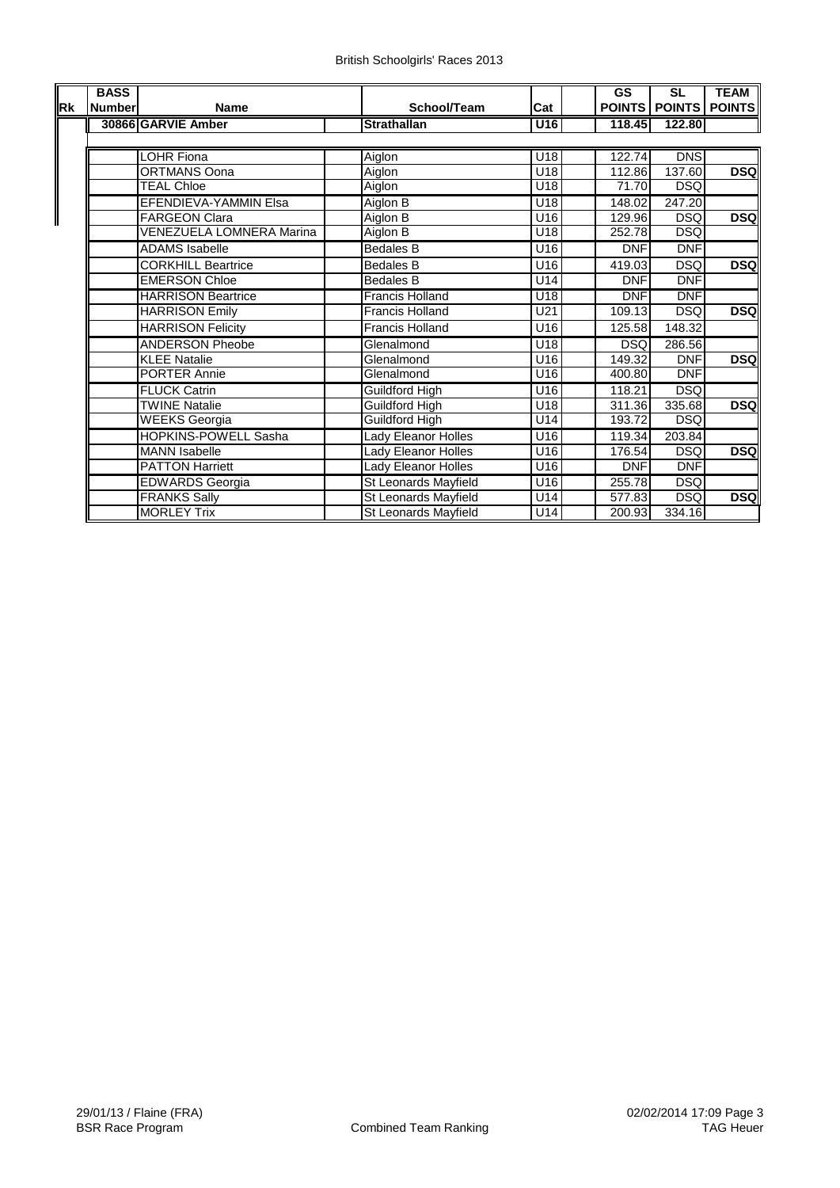| Rk | BASS Number | Name | School/Team | Cat | GS POINTS | SL POINTS | TEAM POINTS |
|---|---|---|---|---|---|---|---|
| | 30866 | **GARVIE Amber** | **Strathallan** | **U16** | **118.45** | **122.80** | |
| | | LOHR Fiona | Aiglon | U18 | 122.74 | DNS | |
| | | ORTMANS Oona | Aiglon | U18 | 112.86 | 137.60 | **DSQ** |
| | | TEAL Chloe | Aiglon | U18 | 71.70 | DSQ | |
| | | EFENDIEVA-YAMMIN Elsa | Aiglon B | U18 | 148.02 | 247.20 | |
| | | FARGEON Clara | Aiglon B | U16 | 129.96 | DSQ | **DSQ** |
| | | VENEZUELA LOMNERA Marina | Aiglon B | U18 | 252.78 | DSQ | |
| | | ADAMS Isabelle | Bedales B | U16 | DNF | DNF | |
| | | CORKHILL Beartrice | Bedales B | U16 | 419.03 | DSQ | **DSQ** |
| | | EMERSON Chloe | Bedales B | U14 | DNF | DNF | |
| | | HARRISON Beartrice | Francis Holland | U18 | DNF | DNF | |
| | | HARRISON Emily | Francis Holland | U21 | 109.13 | DSQ | **DSQ** |
| | | HARRISON Felicity | Francis Holland | U16 | 125.58 | 148.32 | |
| | | ANDERSON Pheobe | Glenalmond | U18 | DSQ | 286.56 | |
| | | KLEE Natalie | Glenalmond | U16 | 149.32 | DNF | **DSQ** |
| | | PORTER Annie | Glenalmond | U16 | 400.80 | DNF | |
| | | FLUCK Catrin | Guildford High | U16 | 118.21 | DSQ | |
| | | TWINE Natalie | Guildford High | U18 | 311.36 | 335.68 | **DSQ** |
| | | WEEKS Georgia | Guildford High | U14 | 193.72 | DSQ | |
| | | HOPKINS-POWELL Sasha | Lady Eleanor Holles | U16 | 119.34 | 203.84 | |
| | | MANN Isabelle | Lady Eleanor Holles | U16 | 176.54 | DSQ | **DSQ** |
| | | PATTON Harriett | Lady Eleanor Holles | U16 | DNF | DNF | |
| | | EDWARDS Georgia | St Leonards Mayfield | U16 | 255.78 | DSQ | |
| | | FRANKS Sally | St Leonards Mayfield | U14 | 577.83 | DSQ | **DSQ** |
| | | MORLEY Trix | St Leonards Mayfield | U14 | 200.93 | 334.16 | |